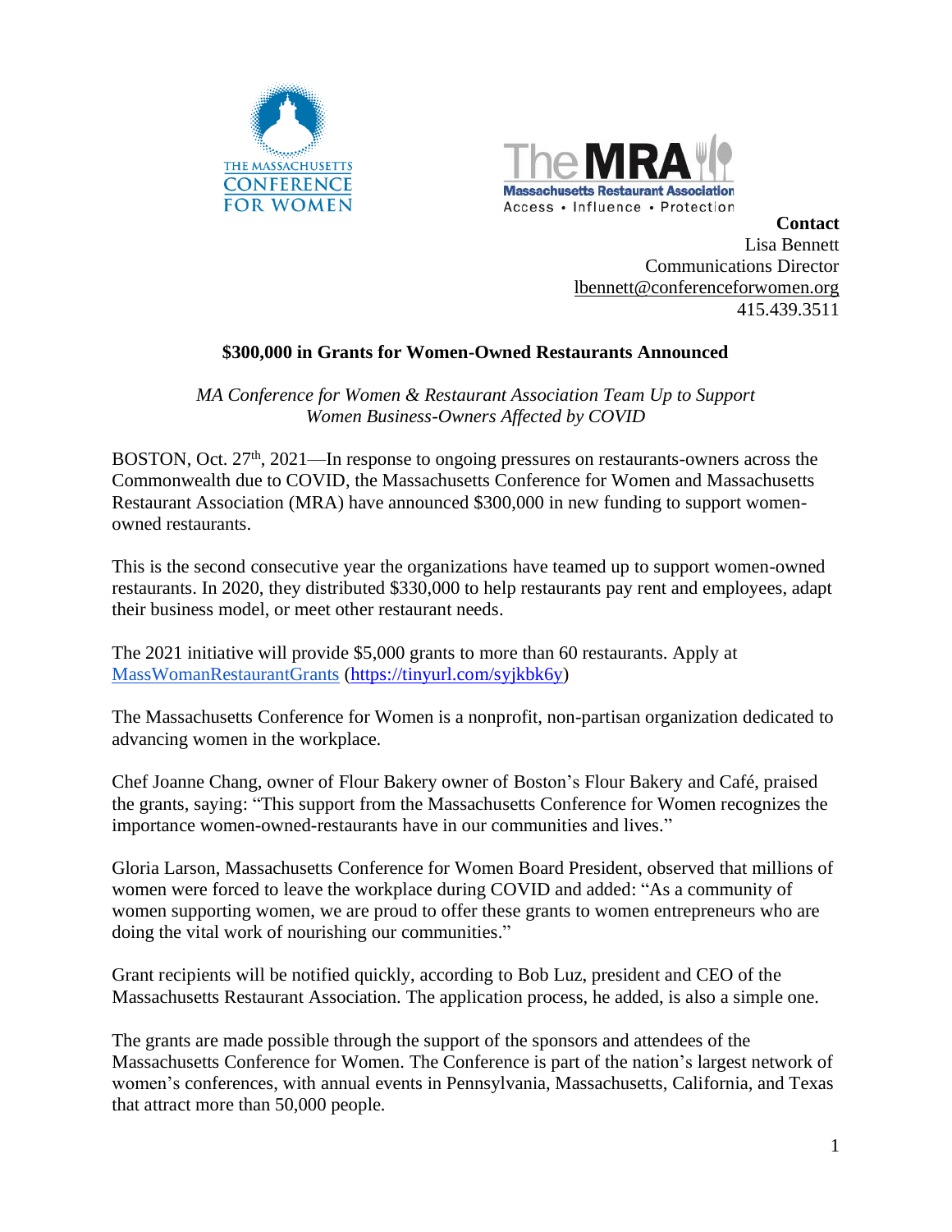THE MASSACHUSETTS CONFERENCE FOR WOMEN

The MRA
Massachusetts Restaurant Association
Access • Influence • Protection

**Contact**
Lisa Bennett
Communications Director
lbennett@conferenceforwomen.org
415.439.3511

# $300,000 in Grants for Women-Owned Restaurants Announced

*MA Conference for Women & Restaurant Association Team Up to Support Women Business-Owners Affected by COVID*

BOSTON, Oct. 27th, 2021—In response to ongoing pressures on restaurants-owners across the Commonwealth due to COVID, the Massachusetts Conference for Women and Massachusetts Restaurant Association (MRA) have announced $300,000 in new funding to support women-owned restaurants.

This is the second consecutive year the organizations have teamed up to support women-owned restaurants. In 2020, they distributed $330,000 to help restaurants pay rent and employees, adapt their business model, or meet other restaurant needs.

The 2021 initiative will provide $5,000 grants to more than 60 restaurants. Apply at MassWomanRestaurantGrants (https://tinyurl.com/syjkbk6y)

The Massachusetts Conference for Women is a nonprofit, non-partisan organization dedicated to advancing women in the workplace.

Chef Joanne Chang, owner of Flour Bakery owner of Boston's Flour Bakery and Café, praised the grants, saying: "This support from the Massachusetts Conference for Women recognizes the importance women-owned-restaurants have in our communities and lives."

Gloria Larson, Massachusetts Conference for Women Board President, observed that millions of women were forced to leave the workplace during COVID and added: "As a community of women supporting women, we are proud to offer these grants to women entrepreneurs who are doing the vital work of nourishing our communities."

Grant recipients will be notified quickly, according to Bob Luz, president and CEO of the Massachusetts Restaurant Association. The application process, he added, is also a simple one.

The grants are made possible through the support of the sponsors and attendees of the Massachusetts Conference for Women. The Conference is part of the nation's largest network of women's conferences, with annual events in Pennsylvania, Massachusetts, California, and Texas that attract more than 50,000 people.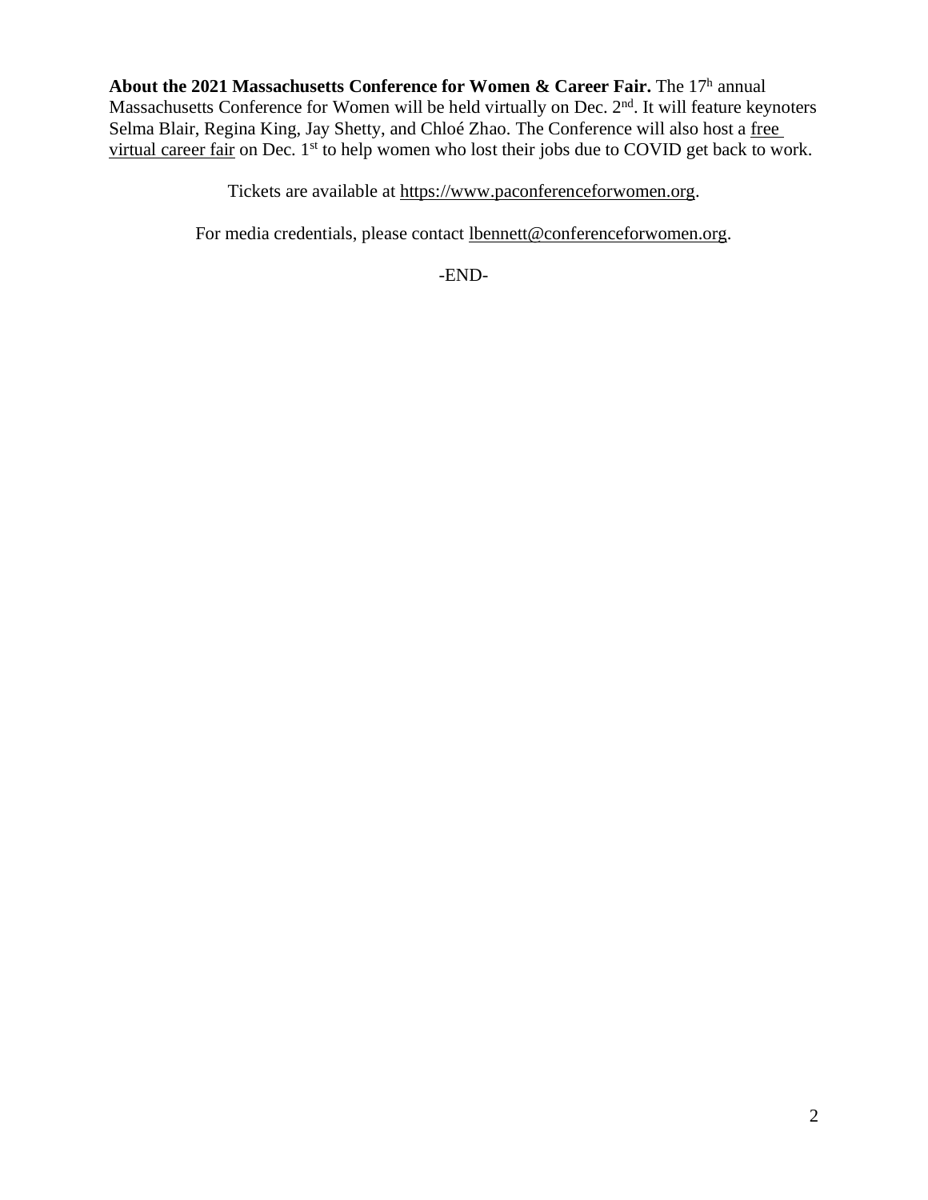**About the 2021 Massachusetts Conference for Women & Career Fair.** The 17h annual Massachusetts Conference for Women will be held virtually on Dec. 2nd. It will feature keynoters Selma Blair, Regina King, Jay Shetty, and Chloé Zhao. The Conference will also host a free virtual career fair on Dec. 1st to help women who lost their jobs due to COVID get back to work.

Tickets are available at https://www.paconferenceforwomen.org.

For media credentials, please contact lbennett@conferenceforwomen.org.

-END-